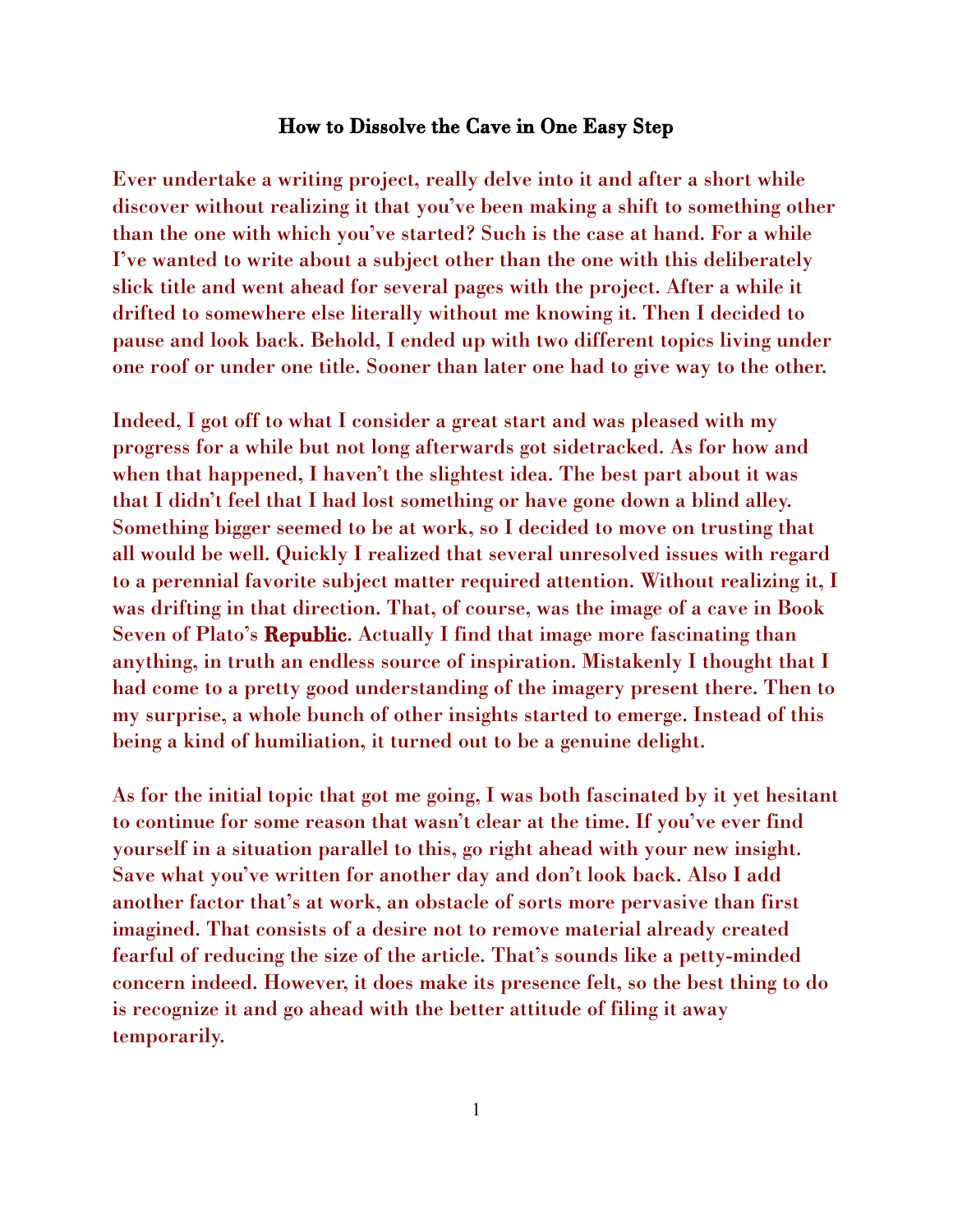# How to Dissolve the Cave in One Easy Step

Ever undertake a writing project, really delve into it and after a short while discover without realizing it that you've been making a shift to something other than the one with which you've started? Such is the case at hand. For a while I've wanted to write about a subject other than the one with this deliberately slick title and went ahead for several pages with the project. After a while it drifted to somewhere else literally without me knowing it. Then I decided to pause and look back. Behold, I ended up with two different topics living under one roof or under one title. Sooner than later one had to give way to the other.

Indeed, I got off to what I consider a great start and was pleased with my progress for a while but not long afterwards got sidetracked. As for how and when that happened, I haven't the slightest idea. The best part about it was that I didn't feel that I had lost something or have gone down a blind alley. Something bigger seemed to be at work, so I decided to move on trusting that all would be well. Quickly I realized that several unresolved issues with regard to a perennial favorite subject matter required attention. Without realizing it, I was drifting in that direction. That, of course, was the image of a cave in Book Seven of Plato's **Republic**. Actually I find that image more fascinating than anything, in truth an endless source of inspiration. Mistakenly I thought that I had come to a pretty good understanding of the imagery present there. Then to my surprise, a whole bunch of other insights started to emerge. Instead of this being a kind of humiliation, it turned out to be a genuine delight.

As for the initial topic that got me going, I was both fascinated by it yet hesitant to continue for some reason that wasn't clear at the time. If you've ever find yourself in a situation parallel to this, go right ahead with your new insight. Save what you've written for another day and don't look back. Also I add another factor that's at work, an obstacle of sorts more pervasive than first imagined. That consists of a desire not to remove material already created fearful of reducing the size of the article. That's sounds like a petty-minded concern indeed. However, it does make its presence felt, so the best thing to do is recognize it and go ahead with the better attitude of filing it away temporarily.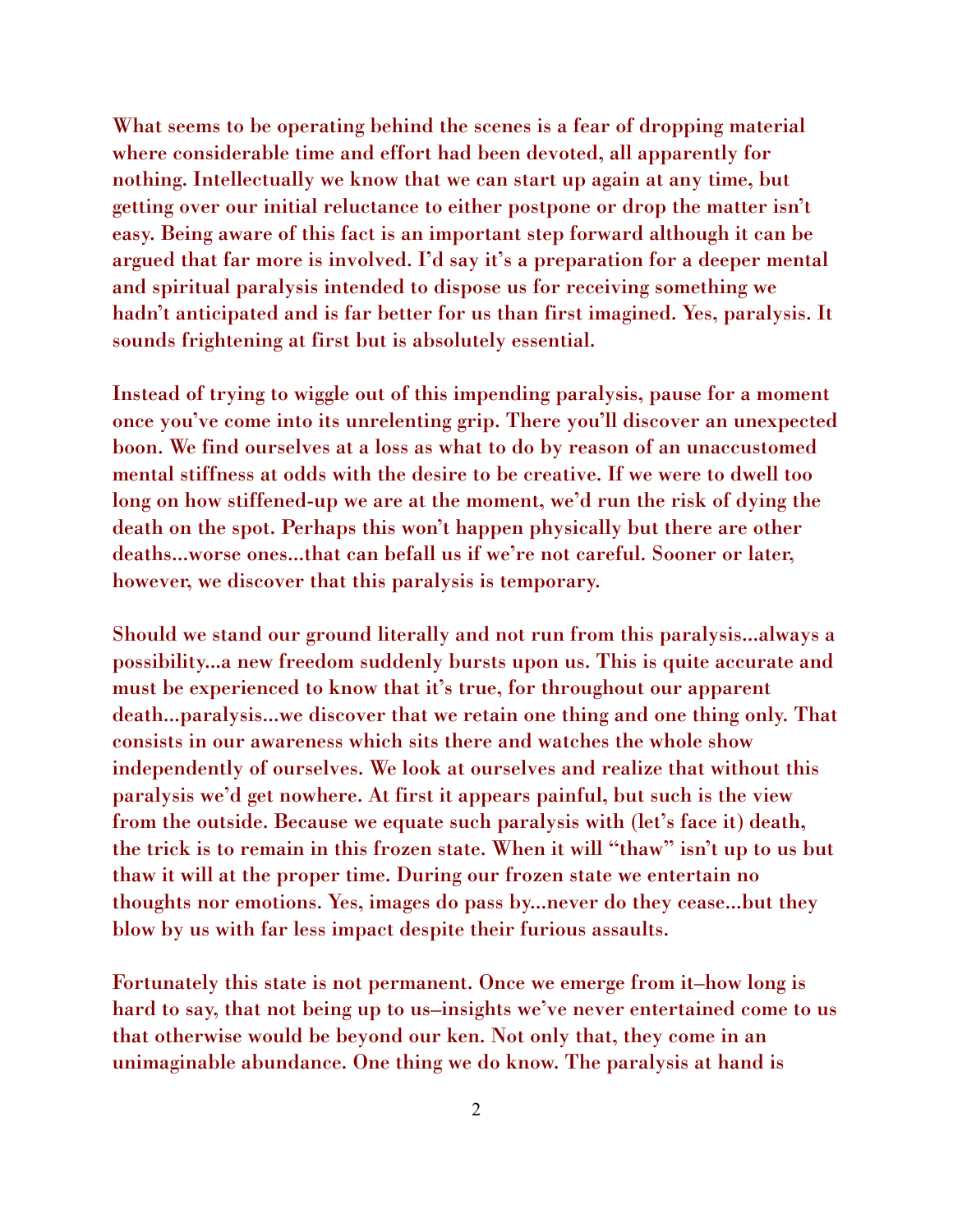What seems to be operating behind the scenes is a fear of dropping material where considerable time and effort had been devoted, all apparently for nothing. Intellectually we know that we can start up again at any time, but getting over our initial reluctance to either postpone or drop the matter isn't easy. Being aware of this fact is an important step forward although it can be argued that far more is involved. I'd say it's a preparation for a deeper mental and spiritual paralysis intended to dispose us for receiving something we hadn't anticipated and is far better for us than first imagined. Yes, paralysis. It sounds frightening at first but is absolutely essential.

Instead of trying to wiggle out of this impending paralysis, pause for a moment once you've come into its unrelenting grip. There you'll discover an unexpected boon. We find ourselves at a loss as what to do by reason of an unaccustomed mental stiffness at odds with the desire to be creative. If we were to dwell too long on how stiffened-up we are at the moment, we'd run the risk of dying the death on the spot. Perhaps this won't happen physically but there are other deaths...worse ones...that can befall us if we're not careful. Sooner or later, however, we discover that this paralysis is temporary.

Should we stand our ground literally and not run from this paralysis...always a possibility...a new freedom suddenly bursts upon us. This is quite accurate and must be experienced to know that it's true, for throughout our apparent death...paralysis...we discover that we retain one thing and one thing only. That consists in our awareness which sits there and watches the whole show independently of ourselves. We look at ourselves and realize that without this paralysis we'd get nowhere. At first it appears painful, but such is the view from the outside. Because we equate such paralysis with (let's face it) death, the trick is to remain in this frozen state. When it will "thaw" isn't up to us but thaw it will at the proper time. During our frozen state we entertain no thoughts nor emotions. Yes, images do pass by...never do they cease...but they blow by us with far less impact despite their furious assaults.

Fortunately this state is not permanent. Once we emerge from it–how long is hard to say, that not being up to us–insights we've never entertained come to us that otherwise would be beyond our ken. Not only that, they come in an unimaginable abundance. One thing we do know. The paralysis at hand is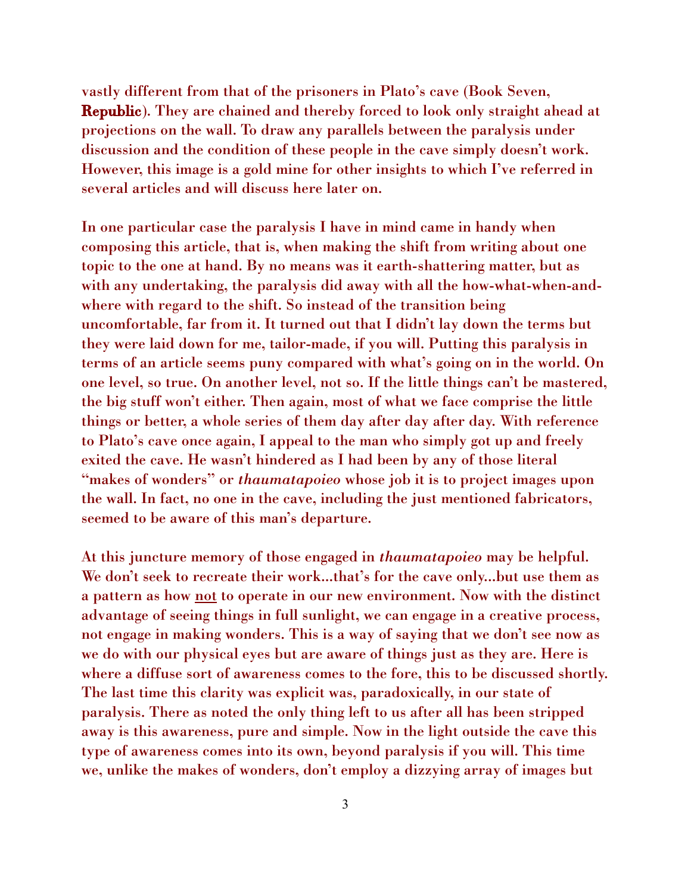vastly different from that of the prisoners in Plato's cave (Book Seven, **Republic**). They are chained and thereby forced to look only straight ahead at projections on the wall. To draw any parallels between the paralysis under discussion and the condition of these people in the cave simply doesn't work. However, this image is a gold mine for other insights to which I've referred in several articles and will discuss here later on.

In one particular case the paralysis I have in mind came in handy when composing this article, that is, when making the shift from writing about one topic to the one at hand. By no means was it earth-shattering matter, but as with any undertaking, the paralysis did away with all the how-what-when-and-where with regard to the shift. So instead of the transition being uncomfortable, far from it. It turned out that I didn't lay down the terms but they were laid down for me, tailor-made, if you will. Putting this paralysis in terms of an article seems puny compared with what's going on in the world. On one level, so true. On another level, not so. If the little things can't be mastered, the big stuff won't either. Then again, most of what we face comprise the little things or better, a whole series of them day after day after day. With reference to Plato's cave once again, I appeal to the man who simply got up and freely exited the cave. He wasn't hindered as I had been by any of those literal "makes of wonders" or *thaumatapoieo* whose job it is to project images upon the wall. In fact, no one in the cave, including the just mentioned fabricators, seemed to be aware of this man's departure.

At this juncture memory of those engaged in *thaumatapoieo* may be helpful. We don't seek to recreate their work…that's for the cave only…but use them as a pattern as how <u>not</u> to operate in our new environment. Now with the distinct advantage of seeing things in full sunlight, we can engage in a creative process, not engage in making wonders. This is a way of saying that we don't see now as we do with our physical eyes but are aware of things just as they are. Here is where a diffuse sort of awareness comes to the fore, this to be discussed shortly. The last time this clarity was explicit was, paradoxically, in our state of paralysis. There as noted the only thing left to us after all has been stripped away is this awareness, pure and simple. Now in the light outside the cave this type of awareness comes into its own, beyond paralysis if you will. This time we, unlike the makes of wonders, don't employ a dizzying array of images but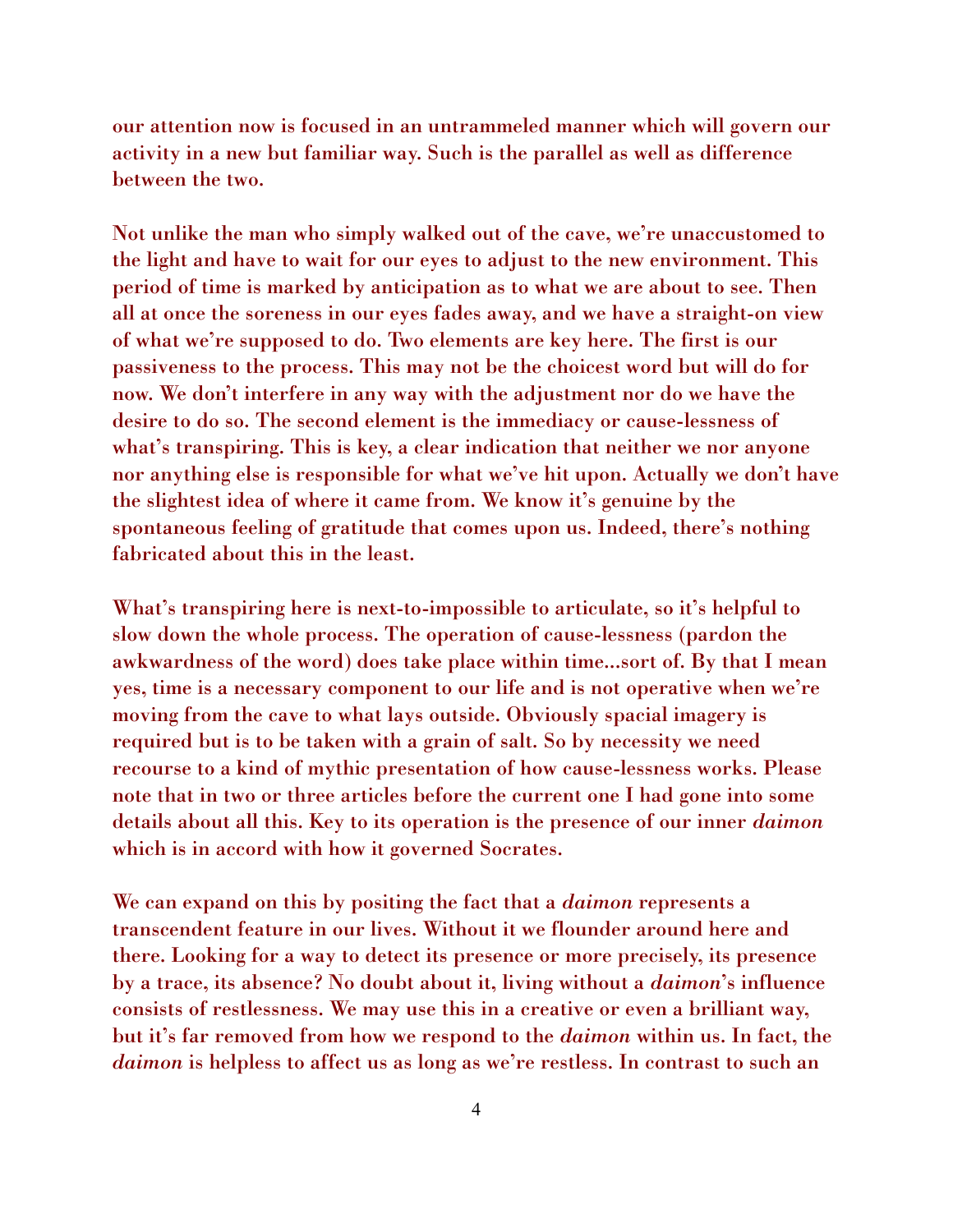our attention now is focused in an untrammeled manner which will govern our activity in a new but familiar way. Such is the parallel as well as difference between the two.

Not unlike the man who simply walked out of the cave, we're unaccustomed to the light and have to wait for our eyes to adjust to the new environment. This period of time is marked by anticipation as to what we are about to see. Then all at once the soreness in our eyes fades away, and we have a straight-on view of what we're supposed to do. Two elements are key here. The first is our passiveness to the process. This may not be the choicest word but will do for now. We don't interfere in any way with the adjustment nor do we have the desire to do so. The second element is the immediacy or cause-lessness of what's transpiring. This is key, a clear indication that neither we nor anyone nor anything else is responsible for what we've hit upon. Actually we don't have the slightest idea of where it came from. We know it's genuine by the spontaneous feeling of gratitude that comes upon us. Indeed, there's nothing fabricated about this in the least.

What's transpiring here is next-to-impossible to articulate, so it's helpful to slow down the whole process. The operation of cause-lessness (pardon the awkwardness of the word) does take place within time...sort of. By that I mean yes, time is a necessary component to our life and is not operative when we're moving from the cave to what lays outside. Obviously spacial imagery is required but is to be taken with a grain of salt. So by necessity we need recourse to a kind of mythic presentation of how cause-lessness works. Please note that in two or three articles before the current one I had gone into some details about all this. Key to its operation is the presence of our inner *daimon* which is in accord with how it governed Socrates.

We can expand on this by positing the fact that a *daimon* represents a transcendent feature in our lives. Without it we flounder around here and there. Looking for a way to detect its presence or more precisely, its presence by a trace, its absence? No doubt about it, living without a *daimon*'s influence consists of restlessness. We may use this in a creative or even a brilliant way, but it's far removed from how we respond to the *daimon* within us. In fact, the *daimon* is helpless to affect us as long as we're restless. In contrast to such an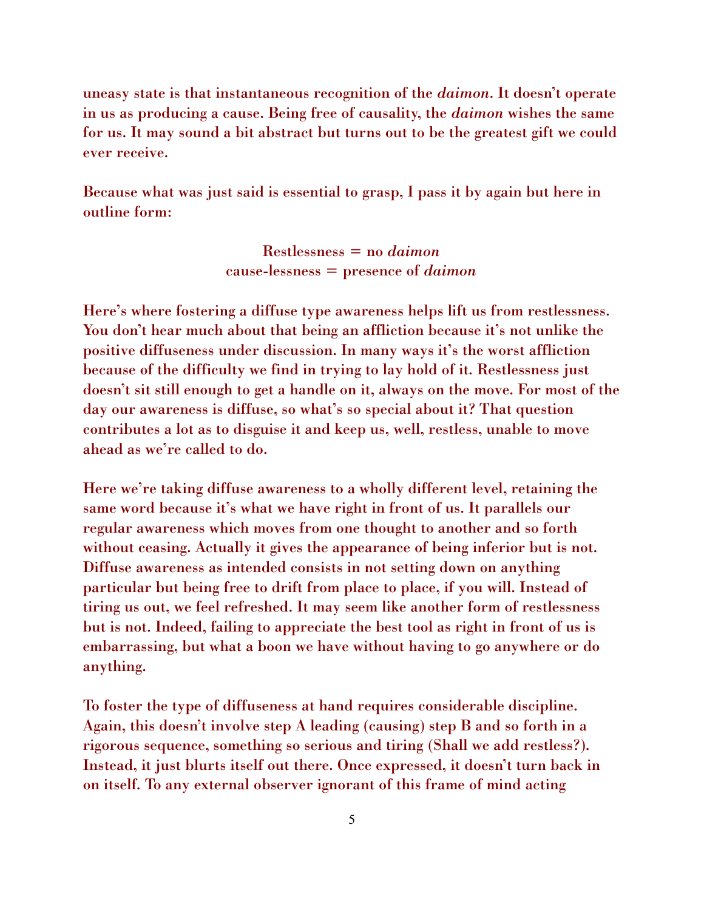uneasy state is that instantaneous recognition of the *daimon*. It doesn't operate in us as producing a cause. Being free of causality, the *daimon* wishes the same for us. It may sound a bit abstract but turns out to be the greatest gift we could ever receive.

Because what was just said is essential to grasp, I pass it by again but here in outline form:

Restlessness = no *daimon*
cause-lessness = presence of *daimon*

Here's where fostering a diffuse type awareness helps lift us from restlessness. You don't hear much about that being an affliction because it's not unlike the positive diffuseness under discussion. In many ways it's the worst affliction because of the difficulty we find in trying to lay hold of it. Restlessness just doesn't sit still enough to get a handle on it, always on the move. For most of the day our awareness is diffuse, so what's so special about it? That question contributes a lot as to disguise it and keep us, well, restless, unable to move ahead as we're called to do.

Here we're taking diffuse awareness to a wholly different level, retaining the same word because it's what we have right in front of us. It parallels our regular awareness which moves from one thought to another and so forth without ceasing. Actually it gives the appearance of being inferior but is not. Diffuse awareness as intended consists in not setting down on anything particular but being free to drift from place to place, if you will. Instead of tiring us out, we feel refreshed. It may seem like another form of restlessness but is not. Indeed, failing to appreciate the best tool as right in front of us is embarrassing, but what a boon we have without having to go anywhere or do anything.

To foster the type of diffuseness at hand requires considerable discipline. Again, this doesn't involve step A leading (causing) step B and so forth in a rigorous sequence, something so serious and tiring (Shall we add restless?). Instead, it just blurts itself out there. Once expressed, it doesn't turn back in on itself. To any external observer ignorant of this frame of mind acting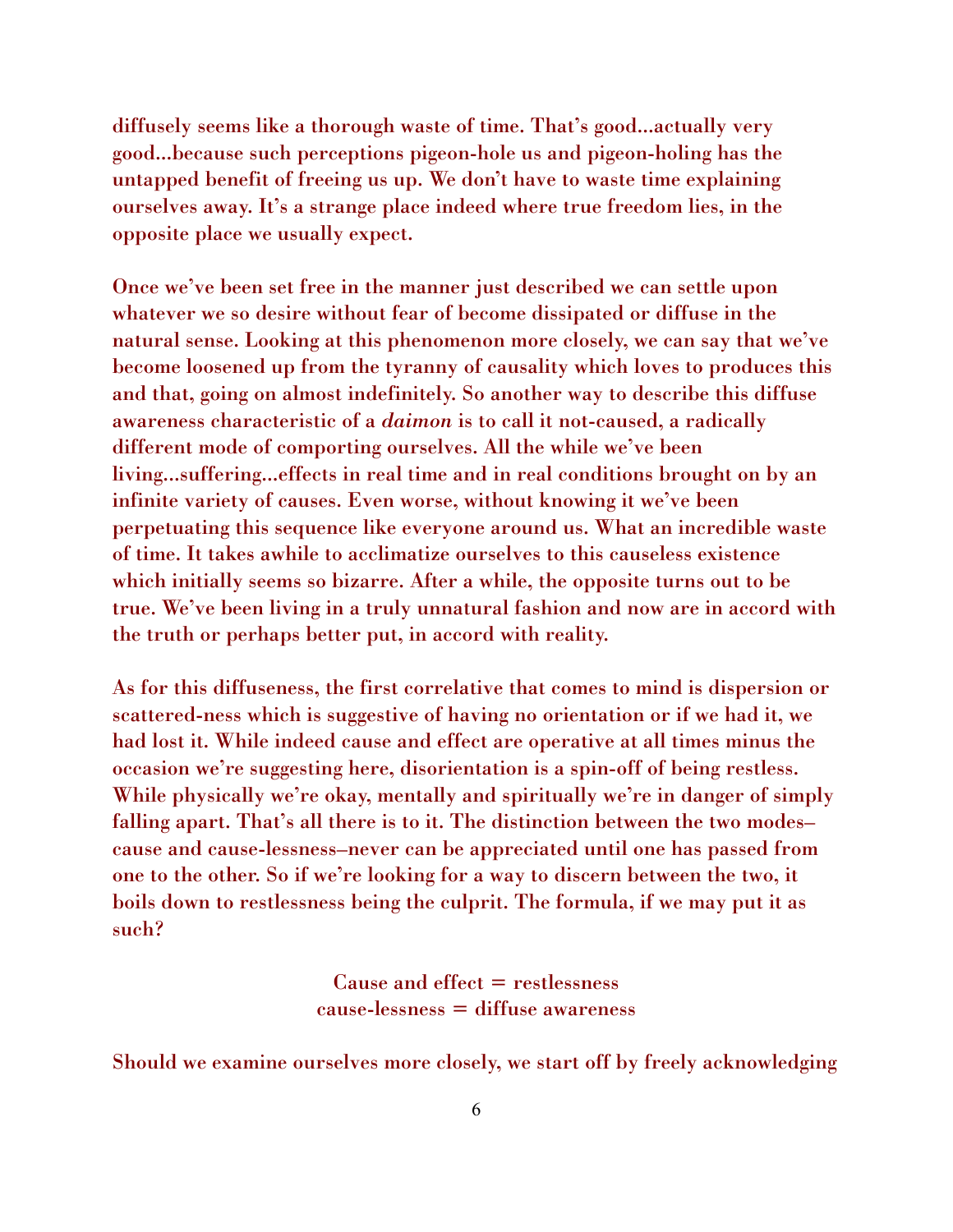diffusely seems like a thorough waste of time. That's good...actually very good...because such perceptions pigeon-hole us and pigeon-holing has the untapped benefit of freeing us up. We don't have to waste time explaining ourselves away. It's a strange place indeed where true freedom lies, in the opposite place we usually expect.

Once we've been set free in the manner just described we can settle upon whatever we so desire without fear of become dissipated or diffuse in the natural sense. Looking at this phenomenon more closely, we can say that we've become loosened up from the tyranny of causality which loves to produces this and that, going on almost indefinitely. So another way to describe this diffuse awareness characteristic of a *daimon* is to call it not-caused, a radically different mode of comporting ourselves. All the while we've been living...suffering...effects in real time and in real conditions brought on by an infinite variety of causes. Even worse, without knowing it we've been perpetuating this sequence like everyone around us. What an incredible waste of time. It takes awhile to acclimatize ourselves to this causeless existence which initially seems so bizarre. After a while, the opposite turns out to be true. We've been living in a truly unnatural fashion and now are in accord with the truth or perhaps better put, in accord with reality.

As for this diffuseness, the first correlative that comes to mind is dispersion or scattered-ness which is suggestive of having no orientation or if we had it, we had lost it. While indeed cause and effect are operative at all times minus the occasion we're suggesting here, disorientation is a spin-off of being restless. While physically we're okay, mentally and spiritually we're in danger of simply falling apart. That's all there is to it. The distinction between the two modes–cause and cause-lessness–never can be appreciated until one has passed from one to the other. So if we're looking for a way to discern between the two, it boils down to restlessness being the culprit. The formula, if we may put it as such?

Cause and effect = restlessness
cause-lessness = diffuse awareness

Should we examine ourselves more closely, we start off by freely acknowledging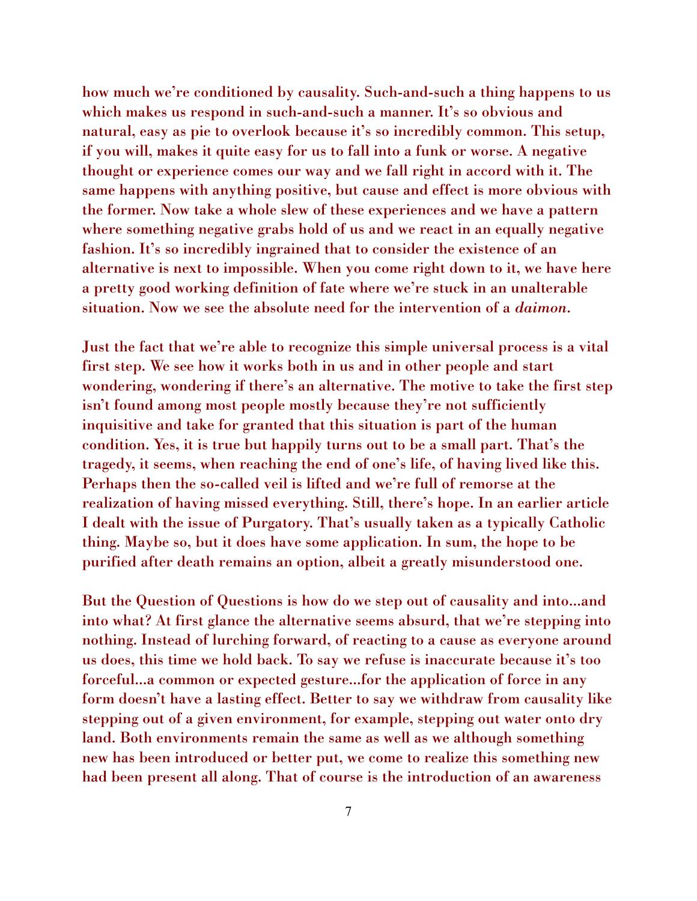how much we're conditioned by causality. Such-and-such a thing happens to us which makes us respond in such-and-such a manner. It's so obvious and natural, easy as pie to overlook because it's so incredibly common. This setup, if you will, makes it quite easy for us to fall into a funk or worse. A negative thought or experience comes our way and we fall right in accord with it. The same happens with anything positive, but cause and effect is more obvious with the former. Now take a whole slew of these experiences and we have a pattern where something negative grabs hold of us and we react in an equally negative fashion. It's so incredibly ingrained that to consider the existence of an alternative is next to impossible. When you come right down to it, we have here a pretty good working definition of fate where we're stuck in an unalterable situation. Now we see the absolute need for the intervention of a *daimon*.

Just the fact that we're able to recognize this simple universal process is a vital first step. We see how it works both in us and in other people and start wondering, wondering if there's an alternative. The motive to take the first step isn't found among most people mostly because they're not sufficiently inquisitive and take for granted that this situation is part of the human condition. Yes, it is true but happily turns out to be a small part. That's the tragedy, it seems, when reaching the end of one's life, of having lived like this. Perhaps then the so-called veil is lifted and we're full of remorse at the realization of having missed everything. Still, there's hope. In an earlier article I dealt with the issue of Purgatory. That's usually taken as a typically Catholic thing. Maybe so, but it does have some application. In sum, the hope to be purified after death remains an option, albeit a greatly misunderstood one.

But the Question of Questions is how do we step out of causality and into...and into what? At first glance the alternative seems absurd, that we're stepping into nothing. Instead of lurching forward, of reacting to a cause as everyone around us does, this time we hold back. To say we refuse is inaccurate because it's too forceful...a common or expected gesture...for the application of force in any form doesn't have a lasting effect. Better to say we withdraw from causality like stepping out of a given environment, for example, stepping out water onto dry land. Both environments remain the same as well as we although something new has been introduced or better put, we come to realize this something new had been present all along. That of course is the introduction of an awareness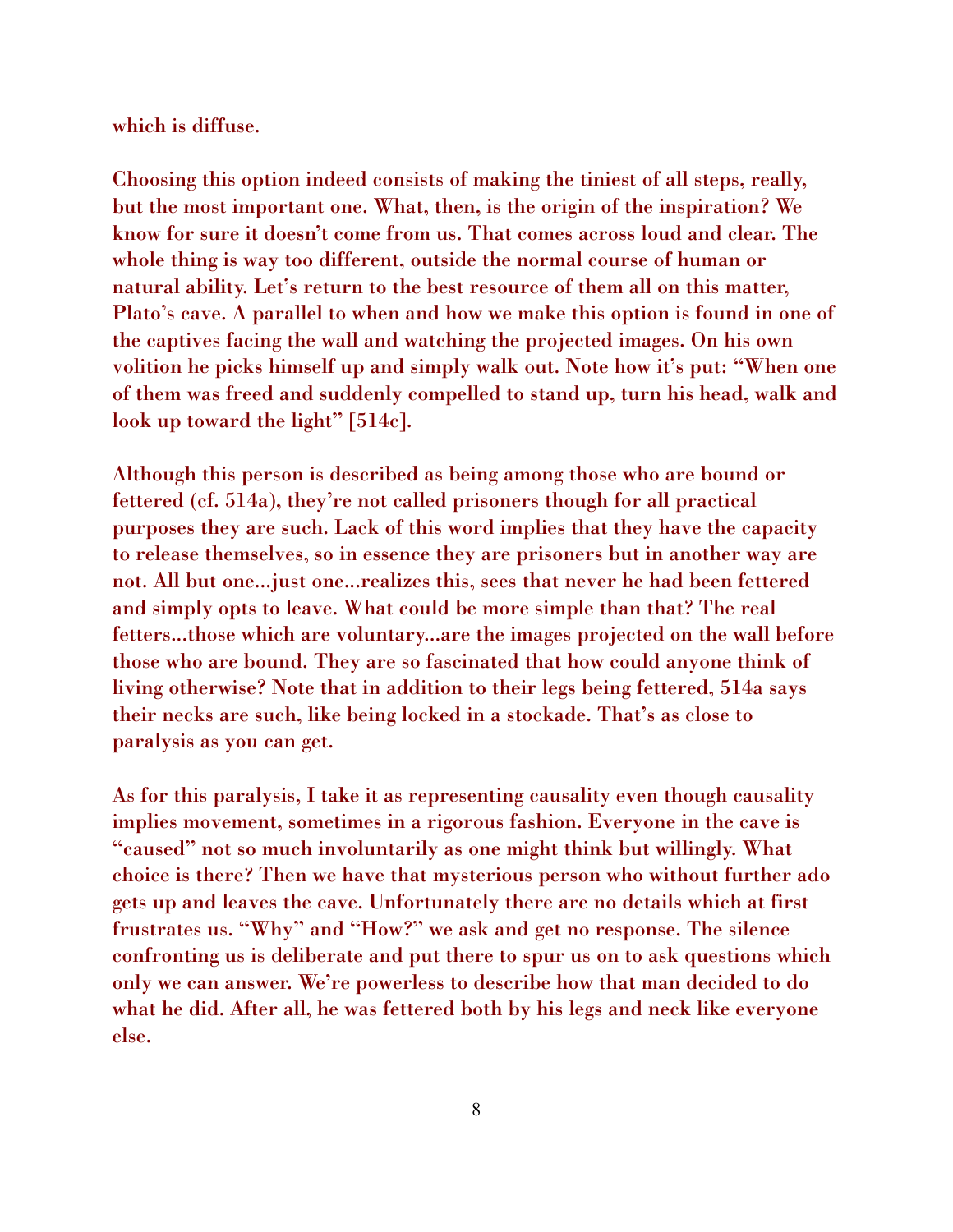which is diffuse.

Choosing this option indeed consists of making the tiniest of all steps, really, but the most important one. What, then, is the origin of the inspiration? We know for sure it doesn't come from us. That comes across loud and clear. The whole thing is way too different, outside the normal course of human or natural ability. Let's return to the best resource of them all on this matter, Plato's cave. A parallel to when and how we make this option is found in one of the captives facing the wall and watching the projected images. On his own volition he picks himself up and simply walk out. Note how it's put: "When one of them was freed and suddenly compelled to stand up, turn his head, walk and look up toward the light" [514c].

Although this person is described as being among those who are bound or fettered (cf. 514a), they're not called prisoners though for all practical purposes they are such. Lack of this word implies that they have the capacity to release themselves, so in essence they are prisoners but in another way are not. All but one...just one...realizes this, sees that never he had been fettered and simply opts to leave. What could be more simple than that? The real fetters...those which are voluntary...are the images projected on the wall before those who are bound. They are so fascinated that how could anyone think of living otherwise? Note that in addition to their legs being fettered, 514a says their necks are such, like being locked in a stockade. That's as close to paralysis as you can get.

As for this paralysis, I take it as representing causality even though causality implies movement, sometimes in a rigorous fashion. Everyone in the cave is "caused" not so much involuntarily as one might think but willingly. What choice is there? Then we have that mysterious person who without further ado gets up and leaves the cave. Unfortunately there are no details which at first frustrates us. "Why" and "How?" we ask and get no response. The silence confronting us is deliberate and put there to spur us on to ask questions which only we can answer. We're powerless to describe how that man decided to do what he did. After all, he was fettered both by his legs and neck like everyone else.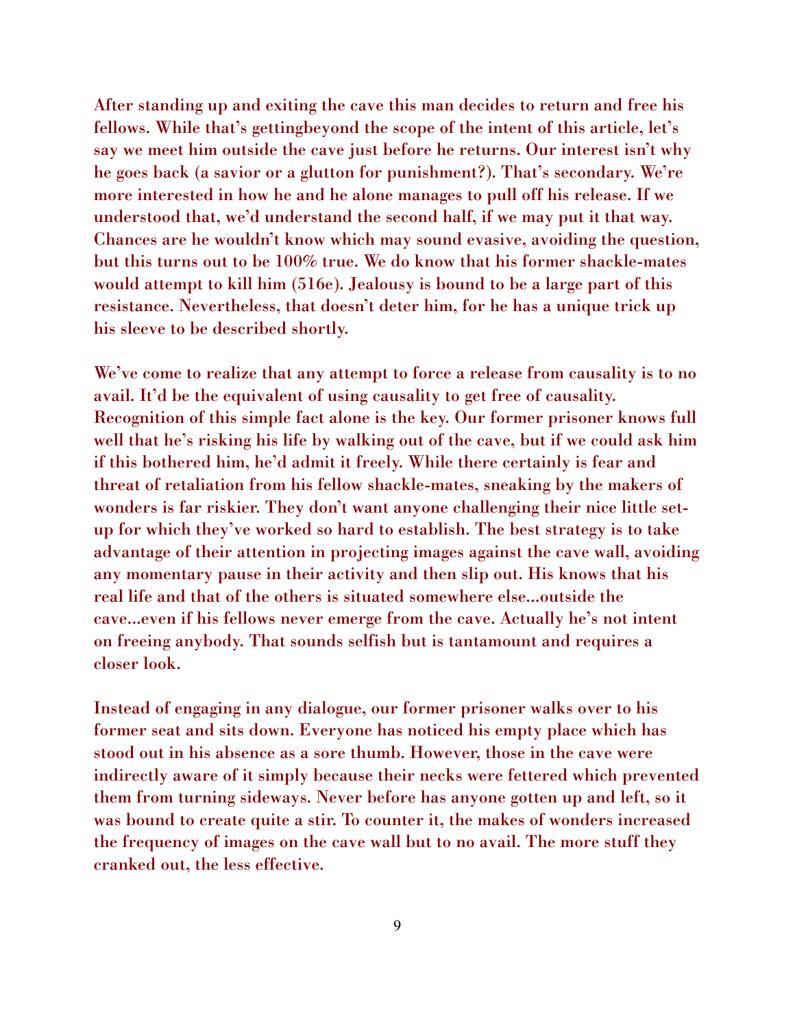After standing up and exiting the cave this man decides to return and free his fellows. While that's gettingbeyond the scope of the intent of this article, let's say we meet him outside the cave just before he returns. Our interest isn't why he goes back (a savior or a glutton for punishment?). That's secondary. We're more interested in how he and he alone manages to pull off his release. If we understood that, we'd understand the second half, if we may put it that way. Chances are he wouldn't know which may sound evasive, avoiding the question, but this turns out to be 100% true. We do know that his former shackle-mates would attempt to kill him (516e). Jealousy is bound to be a large part of this resistance. Nevertheless, that doesn't deter him, for he has a unique trick up his sleeve to be described shortly.

We've come to realize that any attempt to force a release from causality is to no avail. It'd be the equivalent of using causality to get free of causality. Recognition of this simple fact alone is the key. Our former prisoner knows full well that he's risking his life by walking out of the cave, but if we could ask him if this bothered him, he'd admit it freely. While there certainly is fear and threat of retaliation from his fellow shackle-mates, sneaking by the makers of wonders is far riskier. They don't want anyone challenging their nice little set-up for which they've worked so hard to establish. The best strategy is to take advantage of their attention in projecting images against the cave wall, avoiding any momentary pause in their activity and then slip out. His knows that his real life and that of the others is situated somewhere else...outside the cave...even if his fellows never emerge from the cave. Actually he's not intent on freeing anybody. That sounds selfish but is tantamount and requires a closer look.

Instead of engaging in any dialogue, our former prisoner walks over to his former seat and sits down. Everyone has noticed his empty place which has stood out in his absence as a sore thumb. However, those in the cave were indirectly aware of it simply because their necks were fettered which prevented them from turning sideways. Never before has anyone gotten up and left, so it was bound to create quite a stir. To counter it, the makes of wonders increased the frequency of images on the cave wall but to no avail. The more stuff they cranked out, the less effective.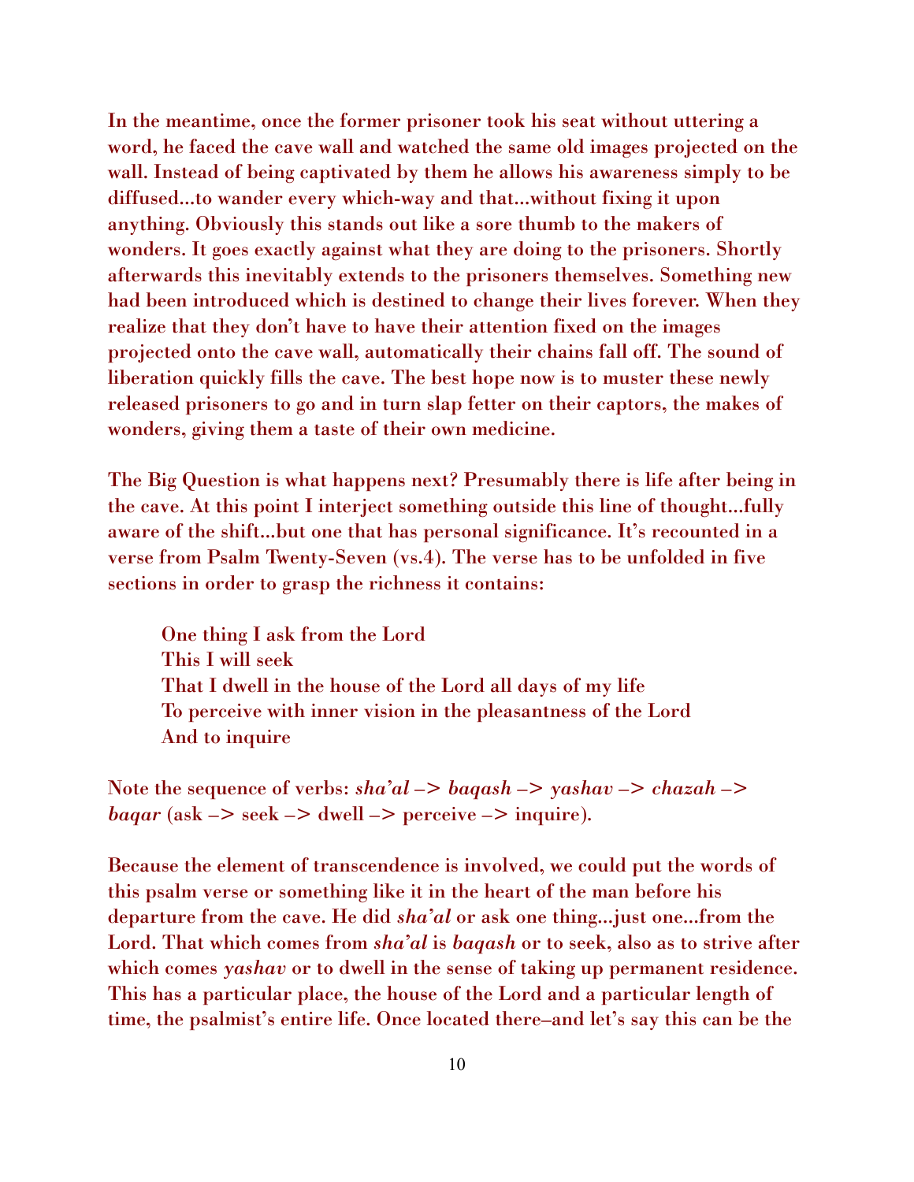In the meantime, once the former prisoner took his seat without uttering a word, he faced the cave wall and watched the same old images projected on the wall. Instead of being captivated by them he allows his awareness simply to be diffused...to wander every which-way and that...without fixing it upon anything. Obviously this stands out like a sore thumb to the makers of wonders. It goes exactly against what they are doing to the prisoners. Shortly afterwards this inevitably extends to the prisoners themselves. Something new had been introduced which is destined to change their lives forever. When they realize that they don't have to have their attention fixed on the images projected onto the cave wall, automatically their chains fall off. The sound of liberation quickly fills the cave. The best hope now is to muster these newly released prisoners to go and in turn slap fetter on their captors, the makes of wonders, giving them a taste of their own medicine.

The Big Question is what happens next? Presumably there is life after being in the cave. At this point I interject something outside this line of thought...fully aware of the shift...but one that has personal significance. It's recounted in a verse from Psalm Twenty-Seven (vs.4). The verse has to be unfolded in five sections in order to grasp the richness it contains:

> One thing I ask from the Lord
> This I will seek
> That I dwell in the house of the Lord all days of my life
> To perceive with inner vision in the pleasantness of the Lord
> And to inquire

Note the sequence of verbs: *sha'al* –> *baqash* –> *yashav* –> *chazah* –> *baqar* (ask –> seek –> dwell –> perceive –> inquire).

Because the element of transcendence is involved, we could put the words of this psalm verse or something like it in the heart of the man before his departure from the cave. He did *sha'al* or ask one thing...just one...from the Lord. That which comes from *sha'al* is *baqash* or to seek, also as to strive after which comes *yashav* or to dwell in the sense of taking up permanent residence. This has a particular place, the house of the Lord and a particular length of time, the psalmist's entire life. Once located there–and let's say this can be the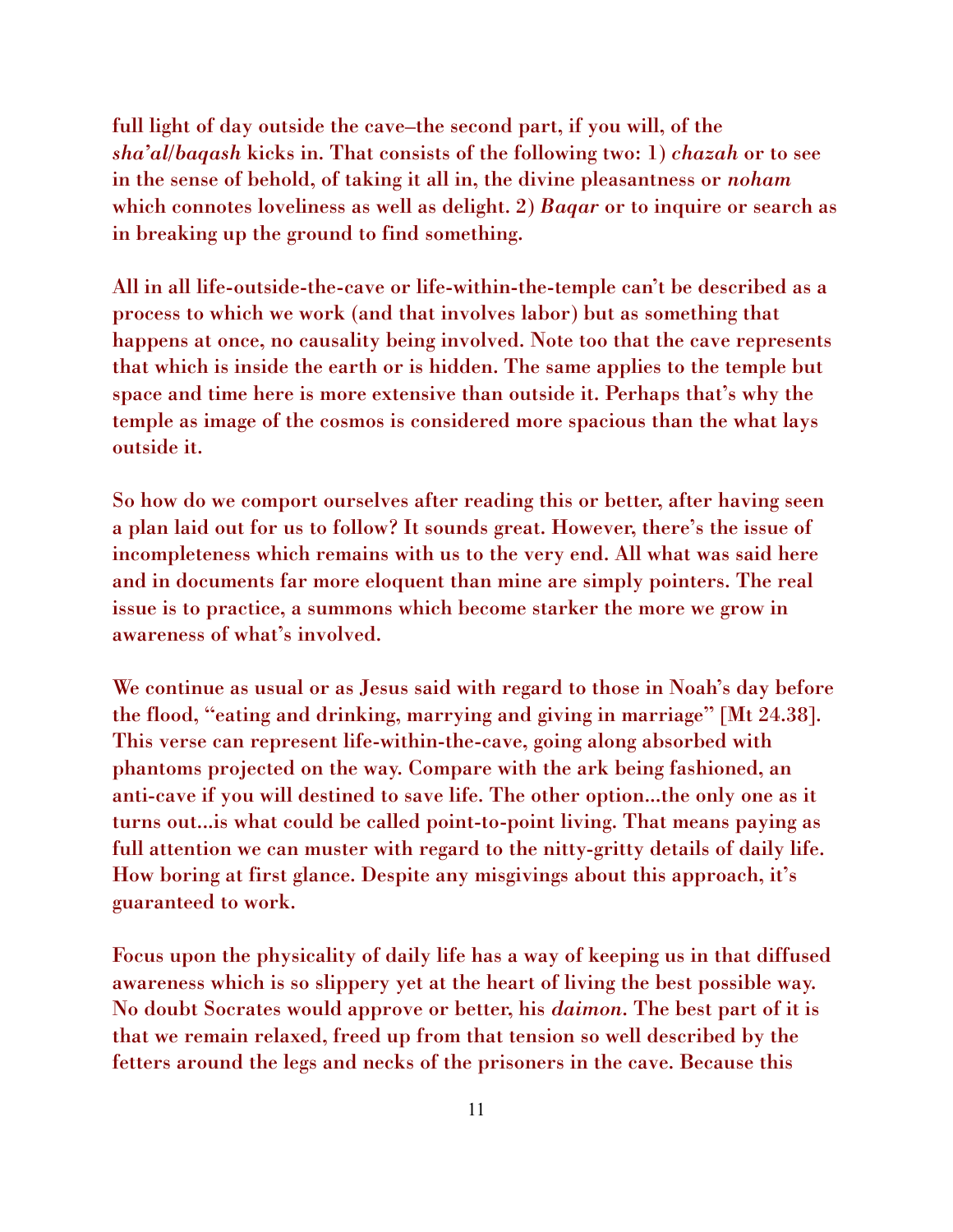full light of day outside the cave–the second part, if you will, of the *sha'al/baqash* kicks in. That consists of the following two: 1) *chazah* or to see in the sense of behold, of taking it all in, the divine pleasantness or *noham* which connotes loveliness as well as delight. 2) *Baqar* or to inquire or search as in breaking up the ground to find something.

All in all life-outside-the-cave or life-within-the-temple can't be described as a process to which we work (and that involves labor) but as something that happens at once, no causality being involved. Note too that the cave represents that which is inside the earth or is hidden. The same applies to the temple but space and time here is more extensive than outside it. Perhaps that's why the temple as image of the cosmos is considered more spacious than the what lays outside it.

So how do we comport ourselves after reading this or better, after having seen a plan laid out for us to follow? It sounds great. However, there's the issue of incompleteness which remains with us to the very end. All what was said here and in documents far more eloquent than mine are simply pointers. The real issue is to practice, a summons which become starker the more we grow in awareness of what's involved.

We continue as usual or as Jesus said with regard to those in Noah's day before the flood, "eating and drinking, marrying and giving in marriage" [Mt 24.38]. This verse can represent life-within-the-cave, going along absorbed with phantoms projected on the way. Compare with the ark being fashioned, an anti-cave if you will destined to save life. The other option...the only one as it turns out...is what could be called point-to-point living. That means paying as full attention we can muster with regard to the nitty-gritty details of daily life. How boring at first glance. Despite any misgivings about this approach, it's guaranteed to work.

Focus upon the physicality of daily life has a way of keeping us in that diffused awareness which is so slippery yet at the heart of living the best possible way. No doubt Socrates would approve or better, his *daimon*. The best part of it is that we remain relaxed, freed up from that tension so well described by the fetters around the legs and necks of the prisoners in the cave. Because this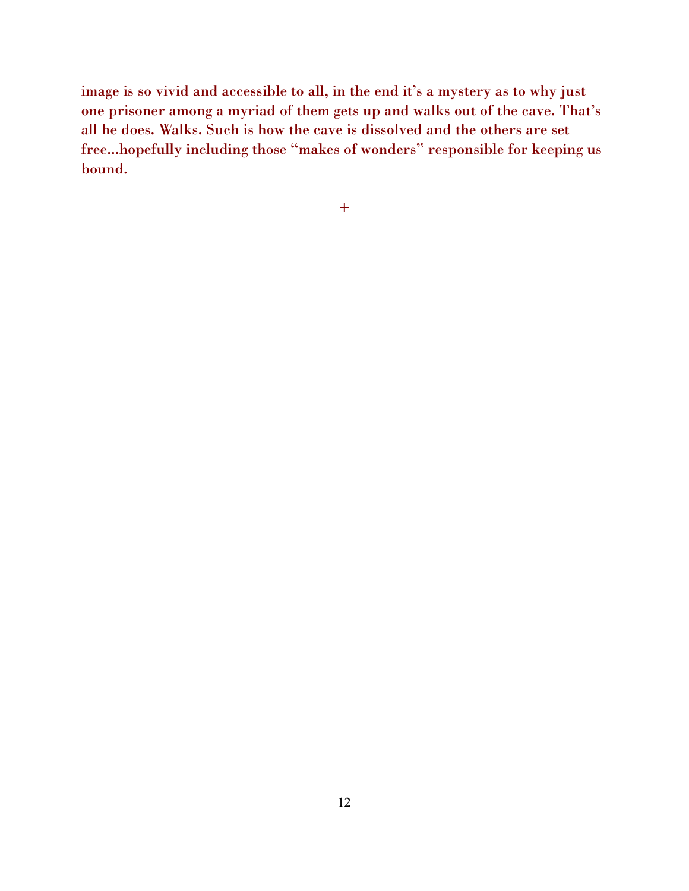**image is so vivid and accessible to all, in the end it's a mystery as to why just one prisoner among a myriad of them gets up and walks out of the cave. That's all he does. Walks. Such is how the cave is dissolved and the others are set free...hopefully including those "makes of wonders" responsible for keeping us bound.**

+